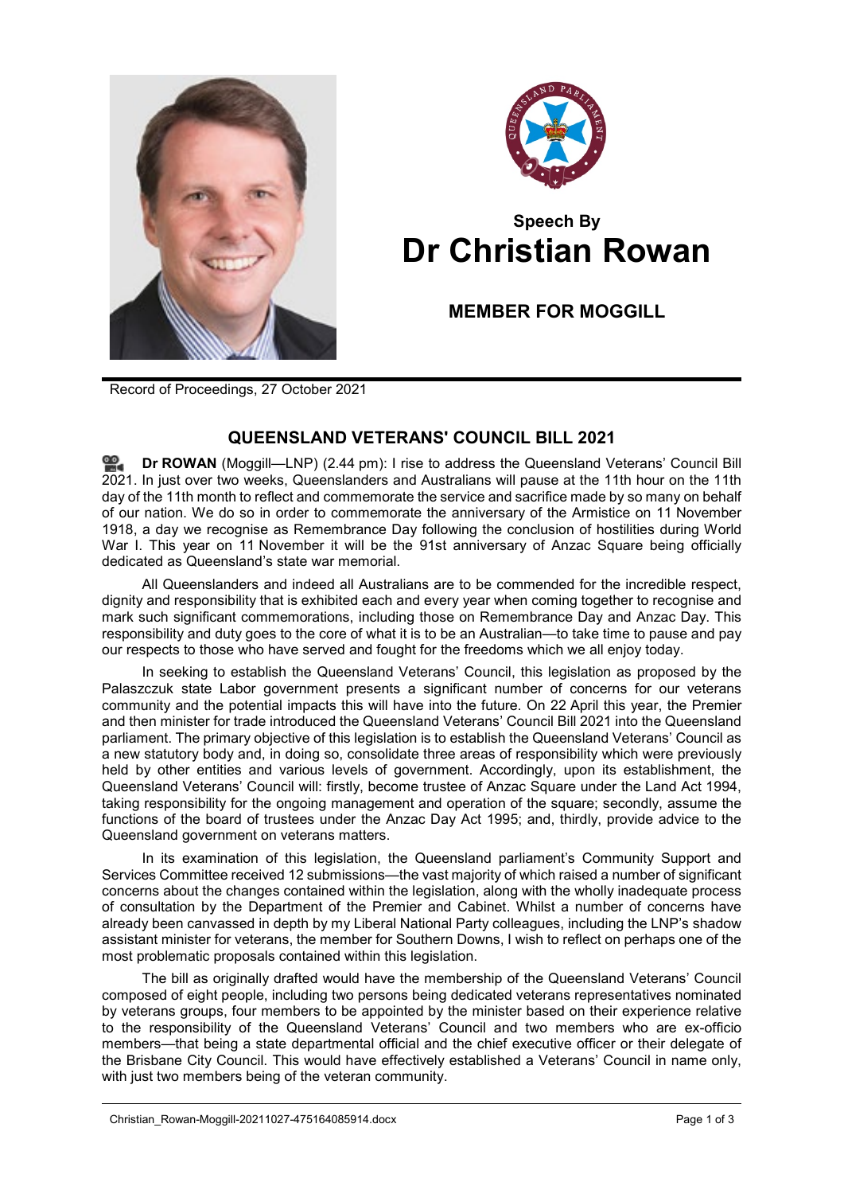## Speech By
# Dr Christian Rowan

## MEMBER FOR MOGGILL

Record of Proceedings, 27 October 2021

### QUEENSLAND VETERANS' COUNCIL BILL 2021

**Dr ROWAN** (Moggill—LNP) (2.44 pm): I rise to address the Queensland Veterans' Council Bill 2021. In just over two weeks, Queenslanders and Australians will pause at the 11th hour on the 11th day of the 11th month to reflect and commemorate the service and sacrifice made by so many on behalf of our nation. We do so in order to commemorate the anniversary of the Armistice on 11 November 1918, a day we recognise as Remembrance Day following the conclusion of hostilities during World War I. This year on 11 November it will be the 91st anniversary of Anzac Square being officially dedicated as Queensland's state war memorial.

All Queenslanders and indeed all Australians are to be commended for the incredible respect, dignity and responsibility that is exhibited each and every year when coming together to recognise and mark such significant commemorations, including those on Remembrance Day and Anzac Day. This responsibility and duty goes to the core of what it is to be an Australian—to take time to pause and pay our respects to those who have served and fought for the freedoms which we all enjoy today.

In seeking to establish the Queensland Veterans' Council, this legislation as proposed by the Palaszczuk state Labor government presents a significant number of concerns for our veterans community and the potential impacts this will have into the future. On 22 April this year, the Premier and then minister for trade introduced the Queensland Veterans' Council Bill 2021 into the Queensland parliament. The primary objective of this legislation is to establish the Queensland Veterans' Council as a new statutory body and, in doing so, consolidate three areas of responsibility which were previously held by other entities and various levels of government. Accordingly, upon its establishment, the Queensland Veterans' Council will: firstly, become trustee of Anzac Square under the Land Act 1994, taking responsibility for the ongoing management and operation of the square; secondly, assume the functions of the board of trustees under the Anzac Day Act 1995; and, thirdly, provide advice to the Queensland government on veterans matters.

In its examination of this legislation, the Queensland parliament's Community Support and Services Committee received 12 submissions—the vast majority of which raised a number of significant concerns about the changes contained within the legislation, along with the wholly inadequate process of consultation by the Department of the Premier and Cabinet. Whilst a number of concerns have already been canvassed in depth by my Liberal National Party colleagues, including the LNP's shadow assistant minister for veterans, the member for Southern Downs, I wish to reflect on perhaps one of the most problematic proposals contained within this legislation.

The bill as originally drafted would have the membership of the Queensland Veterans' Council composed of eight people, including two persons being dedicated veterans representatives nominated by veterans groups, four members to be appointed by the minister based on their experience relative to the responsibility of the Queensland Veterans' Council and two members who are ex-officio members—that being a state departmental official and the chief executive officer or their delegate of the Brisbane City Council. This would have effectively established a Veterans' Council in name only, with just two members being of the veteran community.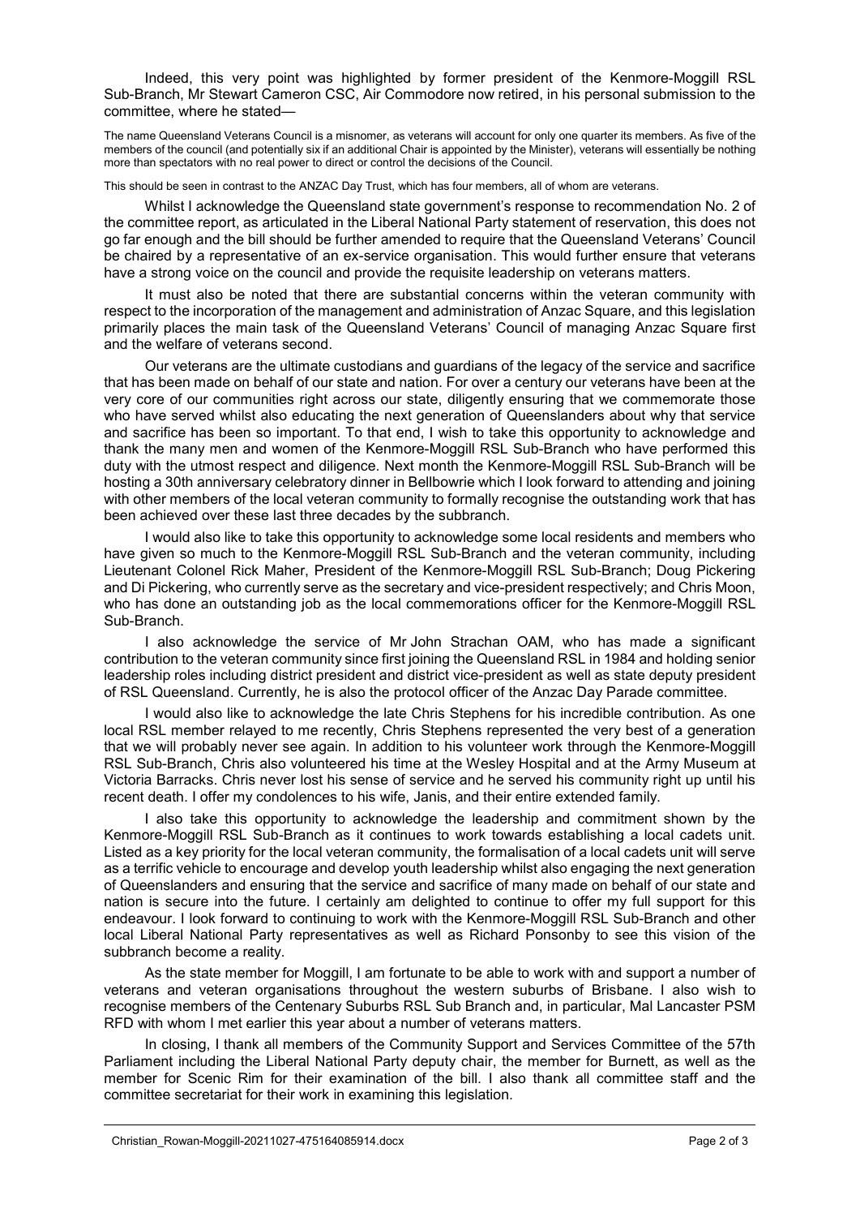Indeed, this very point was highlighted by former president of the Kenmore-Moggill RSL Sub-Branch, Mr Stewart Cameron CSC, Air Commodore now retired, in his personal submission to the committee, where he stated—

> The name Queensland Veterans Council is a misnomer, as veterans will account for only one quarter its members. As five of the members of the council (and potentially six if an additional Chair is appointed by the Minister), veterans will essentially be nothing more than spectators with no real power to direct or control the decisions of the Council.
>
> This should be seen in contrast to the ANZAC Day Trust, which has four members, all of whom are veterans.

Whilst I acknowledge the Queensland state government's response to recommendation No. 2 of the committee report, as articulated in the Liberal National Party statement of reservation, this does not go far enough and the bill should be further amended to require that the Queensland Veterans' Council be chaired by a representative of an ex-service organisation. This would further ensure that veterans have a strong voice on the council and provide the requisite leadership on veterans matters.

It must also be noted that there are substantial concerns within the veteran community with respect to the incorporation of the management and administration of Anzac Square, and this legislation primarily places the main task of the Queensland Veterans' Council of managing Anzac Square first and the welfare of veterans second.

Our veterans are the ultimate custodians and guardians of the legacy of the service and sacrifice that has been made on behalf of our state and nation. For over a century our veterans have been at the very core of our communities right across our state, diligently ensuring that we commemorate those who have served whilst also educating the next generation of Queenslanders about why that service and sacrifice has been so important. To that end, I wish to take this opportunity to acknowledge and thank the many men and women of the Kenmore-Moggill RSL Sub-Branch who have performed this duty with the utmost respect and diligence. Next month the Kenmore-Moggill RSL Sub-Branch will be hosting a 30th anniversary celebratory dinner in Bellbowrie which I look forward to attending and joining with other members of the local veteran community to formally recognise the outstanding work that has been achieved over these last three decades by the subbranch.

I would also like to take this opportunity to acknowledge some local residents and members who have given so much to the Kenmore-Moggill RSL Sub-Branch and the veteran community, including Lieutenant Colonel Rick Maher, President of the Kenmore-Moggill RSL Sub-Branch; Doug Pickering and Di Pickering, who currently serve as the secretary and vice-president respectively; and Chris Moon, who has done an outstanding job as the local commemorations officer for the Kenmore-Moggill RSL Sub-Branch.

I also acknowledge the service of Mr John Strachan OAM, who has made a significant contribution to the veteran community since first joining the Queensland RSL in 1984 and holding senior leadership roles including district president and district vice-president as well as state deputy president of RSL Queensland. Currently, he is also the protocol officer of the Anzac Day Parade committee.

I would also like to acknowledge the late Chris Stephens for his incredible contribution. As one local RSL member relayed to me recently, Chris Stephens represented the very best of a generation that we will probably never see again. In addition to his volunteer work through the Kenmore-Moggill RSL Sub-Branch, Chris also volunteered his time at the Wesley Hospital and at the Army Museum at Victoria Barracks. Chris never lost his sense of service and he served his community right up until his recent death. I offer my condolences to his wife, Janis, and their entire extended family.

I also take this opportunity to acknowledge the leadership and commitment shown by the Kenmore-Moggill RSL Sub-Branch as it continues to work towards establishing a local cadets unit. Listed as a key priority for the local veteran community, the formalisation of a local cadets unit will serve as a terrific vehicle to encourage and develop youth leadership whilst also engaging the next generation of Queenslanders and ensuring that the service and sacrifice of many made on behalf of our state and nation is secure into the future. I certainly am delighted to continue to offer my full support for this endeavour. I look forward to continuing to work with the Kenmore-Moggill RSL Sub-Branch and other local Liberal National Party representatives as well as Richard Ponsonby to see this vision of the subbranch become a reality.

As the state member for Moggill, I am fortunate to be able to work with and support a number of veterans and veteran organisations throughout the western suburbs of Brisbane. I also wish to recognise members of the Centenary Suburbs RSL Sub Branch and, in particular, Mal Lancaster PSM RFD with whom I met earlier this year about a number of veterans matters.

In closing, I thank all members of the Community Support and Services Committee of the 57th Parliament including the Liberal National Party deputy chair, the member for Burnett, as well as the member for Scenic Rim for their examination of the bill. I also thank all committee staff and the committee secretariat for their work in examining this legislation.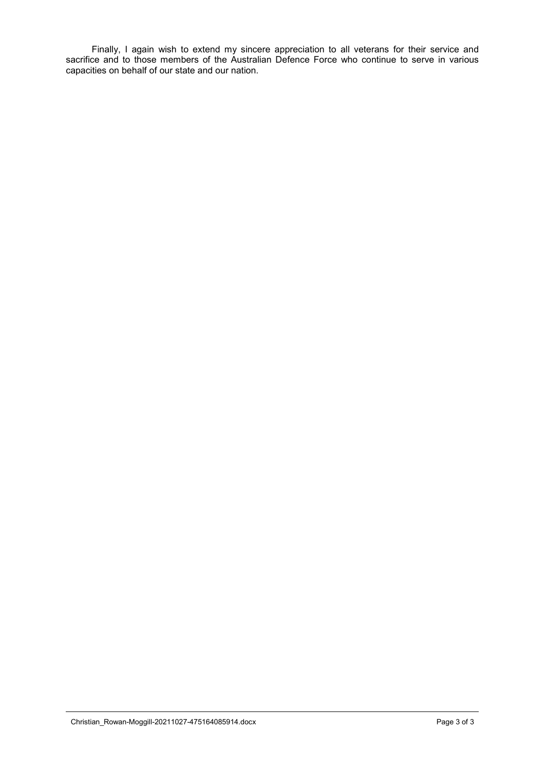Finally, I again wish to extend my sincere appreciation to all veterans for their service and sacrifice and to those members of the Australian Defence Force who continue to serve in various capacities on behalf of our state and our nation.